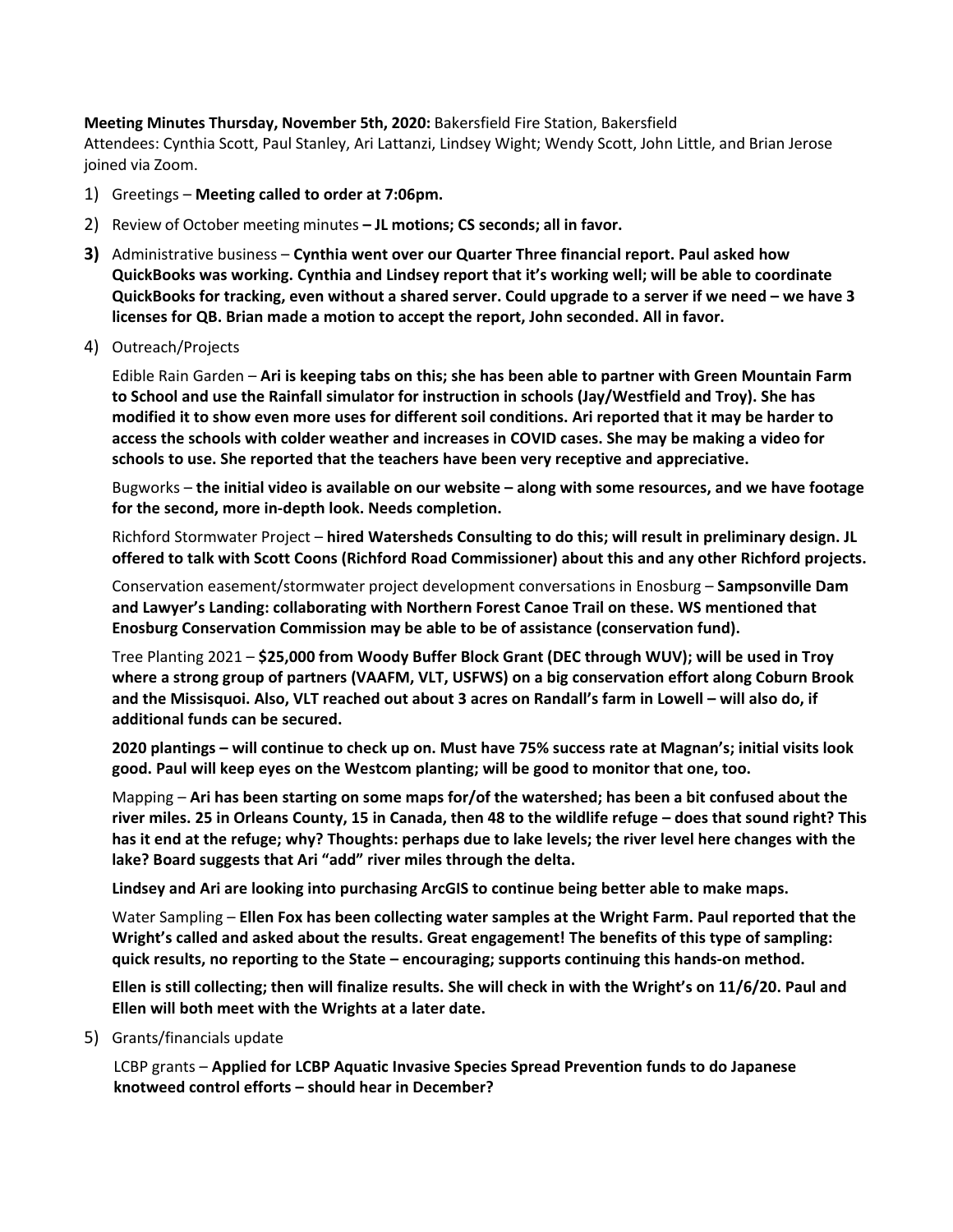**Meeting Minutes Thursday, November 5th, 2020:** Bakersfield Fire Station, Bakersfield
Attendees: Cynthia Scott, Paul Stanley, Ari Lattanzi, Lindsey Wight; Wendy Scott, John Little, and Brian Jerose joined via Zoom.

1) Greetings – **Meeting called to order at 7:06pm.**
2) Review of October meeting minutes **– JL motions; CS seconds; all in favor.**
3) Administrative business – **Cynthia went over our Quarter Three financial report. Paul asked how QuickBooks was working. Cynthia and Lindsey report that it's working well; will be able to coordinate QuickBooks for tracking, even without a shared server. Could upgrade to a server if we need – we have 3 licenses for QB. Brian made a motion to accept the report, John seconded. All in favor.**
4) Outreach/Projects

   Edible Rain Garden – **Ari is keeping tabs on this; she has been able to partner with Green Mountain Farm to School and use the Rainfall simulator for instruction in schools (Jay/Westfield and Troy). She has modified it to show even more uses for different soil conditions. Ari reported that it may be harder to access the schools with colder weather and increases in COVID cases. She may be making a video for schools to use. She reported that the teachers have been very receptive and appreciative.**

   Bugworks – **the initial video is available on our website – along with some resources, and we have footage for the second, more in-depth look. Needs completion.**

   Richford Stormwater Project – **hired Watersheds Consulting to do this; will result in preliminary design. JL offered to talk with Scott Coons (Richford Road Commissioner) about this and any other Richford projects.**

   Conservation easement/stormwater project development conversations in Enosburg – **Sampsonville Dam and Lawyer's Landing: collaborating with Northern Forest Canoe Trail on these. WS mentioned that Enosburg Conservation Commission may be able to be of assistance (conservation fund).**

   Tree Planting 2021 – **$25,000 from Woody Buffer Block Grant (DEC through WUV); will be used in Troy where a strong group of partners (VAAFM, VLT, USFWS) on a big conservation effort along Coburn Brook and the Missisquoi. Also, VLT reached out about 3 acres on Randall's farm in Lowell – will also do, if additional funds can be secured.**

   **2020 plantings – will continue to check up on. Must have 75% success rate at Magnan's; initial visits look good. Paul will keep eyes on the Westcom planting; will be good to monitor that one, too.**

   Mapping – **Ari has been starting on some maps for/of the watershed; has been a bit confused about the river miles. 25 in Orleans County, 15 in Canada, then 48 to the wildlife refuge – does that sound right? This has it end at the refuge; why? Thoughts: perhaps due to lake levels; the river level here changes with the lake? Board suggests that Ari "add" river miles through the delta.**

   **Lindsey and Ari are looking into purchasing ArcGIS to continue being better able to make maps.**

   Water Sampling – **Ellen Fox has been collecting water samples at the Wright Farm. Paul reported that the Wright's called and asked about the results. Great engagement! The benefits of this type of sampling: quick results, no reporting to the State – encouraging; supports continuing this hands-on method.**

   **Ellen is still collecting; then will finalize results. She will check in with the Wright's on 11/6/20. Paul and Ellen will both meet with the Wrights at a later date.**

5) Grants/financials update

   LCBP grants – **Applied for LCBP Aquatic Invasive Species Spread Prevention funds to do Japanese knotweed control efforts – should hear in December?**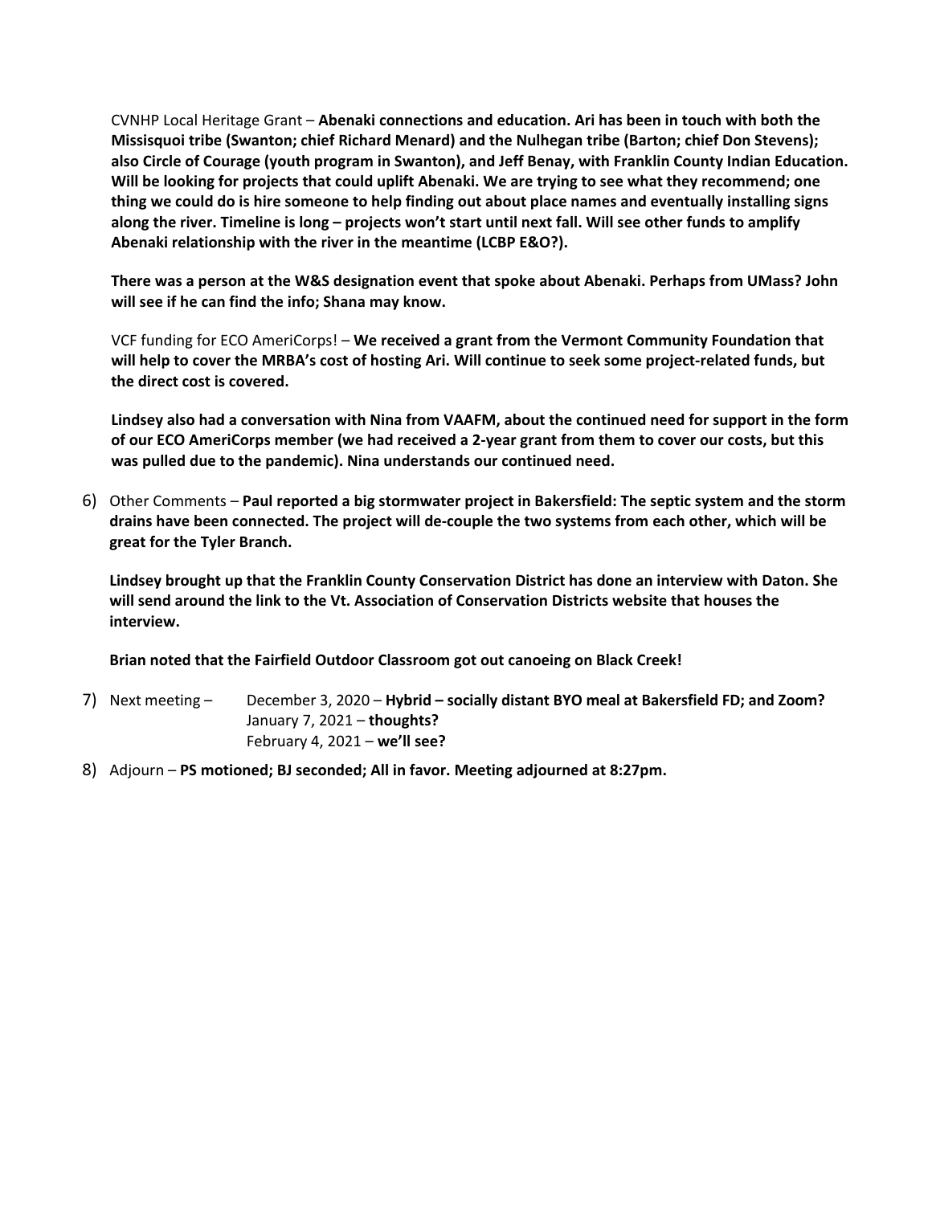CVNHP Local Heritage Grant – **Abenaki connections and education. Ari has been in touch with both the Missisquoi tribe (Swanton; chief Richard Menard) and the Nulhegan tribe (Barton; chief Don Stevens); also Circle of Courage (youth program in Swanton), and Jeff Benay, with Franklin County Indian Education. Will be looking for projects that could uplift Abenaki. We are trying to see what they recommend; one thing we could do is hire someone to help finding out about place names and eventually installing signs along the river. Timeline is long – projects won't start until next fall. Will see other funds to amplify Abenaki relationship with the river in the meantime (LCBP E&O?).**

**There was a person at the W&S designation event that spoke about Abenaki. Perhaps from UMass? John will see if he can find the info; Shana may know.**

VCF funding for ECO AmeriCorps! – **We received a grant from the Vermont Community Foundation that will help to cover the MRBA's cost of hosting Ari. Will continue to seek some project-related funds, but the direct cost is covered.**

**Lindsey also had a conversation with Nina from VAAFM, about the continued need for support in the form of our ECO AmeriCorps member (we had received a 2-year grant from them to cover our costs, but this was pulled due to the pandemic). Nina understands our continued need.**

6) Other Comments – **Paul reported a big stormwater project in Bakersfield: The septic system and the storm drains have been connected. The project will de-couple the two systems from each other, which will be great for the Tyler Branch.**

   **Lindsey brought up that the Franklin County Conservation District has done an interview with Daton. She will send around the link to the Vt. Association of Conservation Districts website that houses the interview.**

   **Brian noted that the Fairfield Outdoor Classroom got out canoeing on Black Creek!**

7) Next meeting – December 3, 2020 – **Hybrid – socially distant BYO meal at Bakersfield FD; and Zoom?**
   January 7, 2021 – **thoughts?**
   February 4, 2021 – **we'll see?**

8) Adjourn – **PS motioned; BJ seconded; All in favor. Meeting adjourned at 8:27pm.**